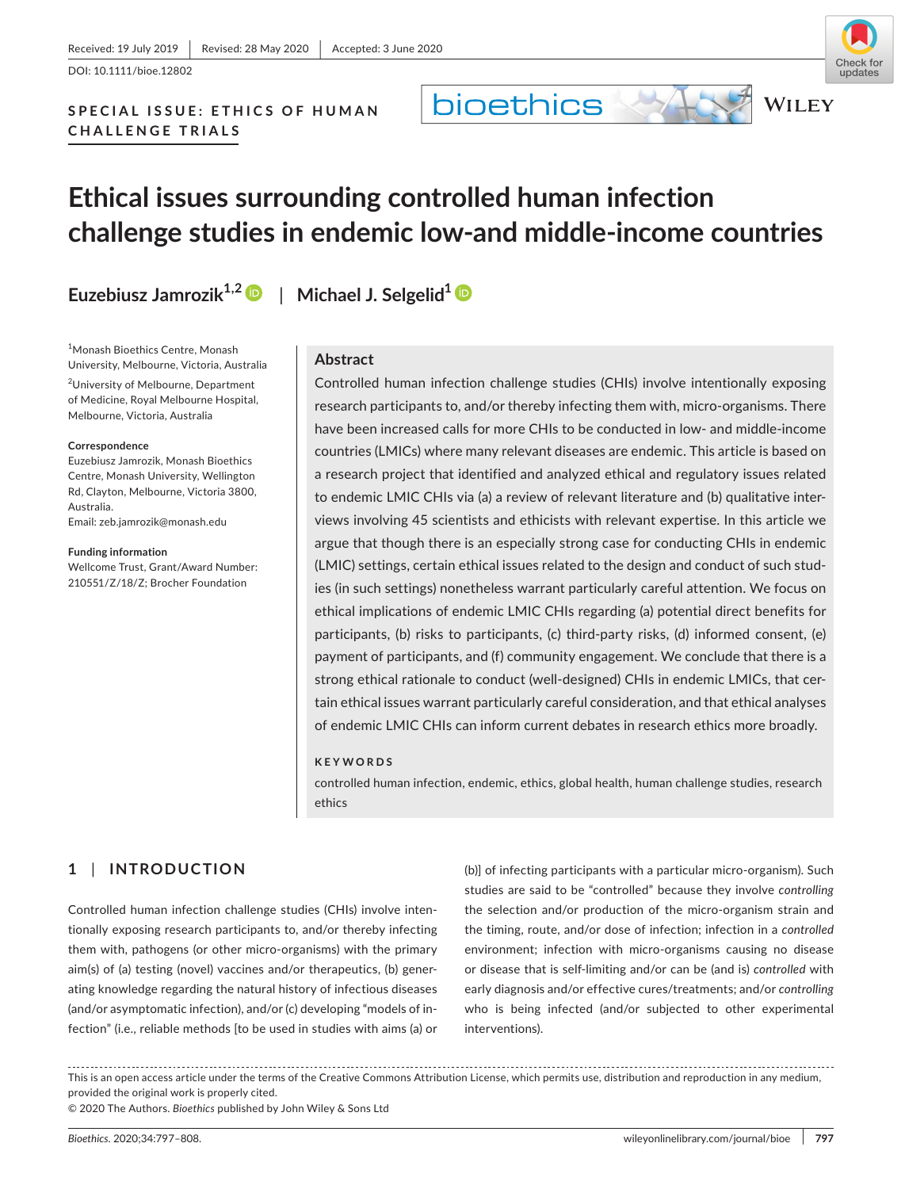Received: 19 July 2019 | Revised: 28 May 2020 | Accepted: 3 June 2020

DOI: 10.1111/bioe.12802

**SPECIAL ISSUE: ETHICS OF HUMAN CHALLENGE TRIALS**

# Ethical issues surrounding controlled human infection challenge studies in endemic low-and middle-income countries

**Euzebiusz Jamrozik**[1,2] | **Michael J. Selgelid**[1]

[1]Monash Bioethics Centre, Monash University, Melbourne, Victoria, Australia

[2]University of Melbourne, Department of Medicine, Royal Melbourne Hospital, Melbourne, Victoria, Australia

**Correspondence**
Euzebiusz Jamrozik, Monash Bioethics Centre, Monash University, Wellington Rd, Clayton, Melbourne, Victoria 3800, Australia.
Email: zeb.jamrozik@monash.edu

**Funding information**
Wellcome Trust, Grant/Award Number: 210551/Z/18/Z; Brocher Foundation

## Abstract

Controlled human infection challenge studies (CHIs) involve intentionally exposing research participants to, and/or thereby infecting them with, micro-organisms. There have been increased calls for more CHIs to be conducted in low- and middle-income countries (LMICs) where many relevant diseases are endemic. This article is based on a research project that identified and analyzed ethical and regulatory issues related to endemic LMIC CHIs via (a) a review of relevant literature and (b) qualitative interviews involving 45 scientists and ethicists with relevant expertise. In this article we argue that though there is an especially strong case for conducting CHIs in endemic (LMIC) settings, certain ethical issues related to the design and conduct of such studies (in such settings) nonetheless warrant particularly careful attention. We focus on ethical implications of endemic LMIC CHIs regarding (a) potential direct benefits for participants, (b) risks to participants, (c) third-party risks, (d) informed consent, (e) payment of participants, and (f) community engagement. We conclude that there is a strong ethical rationale to conduct (well-designed) CHIs in endemic LMICs, that certain ethical issues warrant particularly careful consideration, and that ethical analyses of endemic LMIC CHIs can inform current debates in research ethics more broadly.

**KEYWORDS**

controlled human infection, endemic, ethics, global health, human challenge studies, research ethics

## 1 | INTRODUCTION

Controlled human infection challenge studies (CHIs) involve intentionally exposing research participants to, and/or thereby infecting them with, pathogens (or other micro-organisms) with the primary aim(s) of (a) testing (novel) vaccines and/or therapeutics, (b) generating knowledge regarding the natural history of infectious diseases (and/or asymptomatic infection), and/or (c) developing "models of infection" (i.e., reliable methods [to be used in studies with aims (a) or (b)] of infecting participants with a particular micro-organism). Such studies are said to be "controlled" because they involve *controlling* the selection and/or production of the micro-organism strain and the timing, route, and/or dose of infection; infection in a *controlled* environment; infection with micro-organisms causing no disease or disease that is self-limiting and/or can be (and is) *controlled* with early diagnosis and/or effective cures/treatments; and/or *controlling* who is being infected (and/or subjected to other experimental interventions).

This is an open access article under the terms of the Creative Commons Attribution License, which permits use, distribution and reproduction in any medium, provided the original work is properly cited.
© 2020 The Authors. *Bioethics* published by John Wiley & Sons Ltd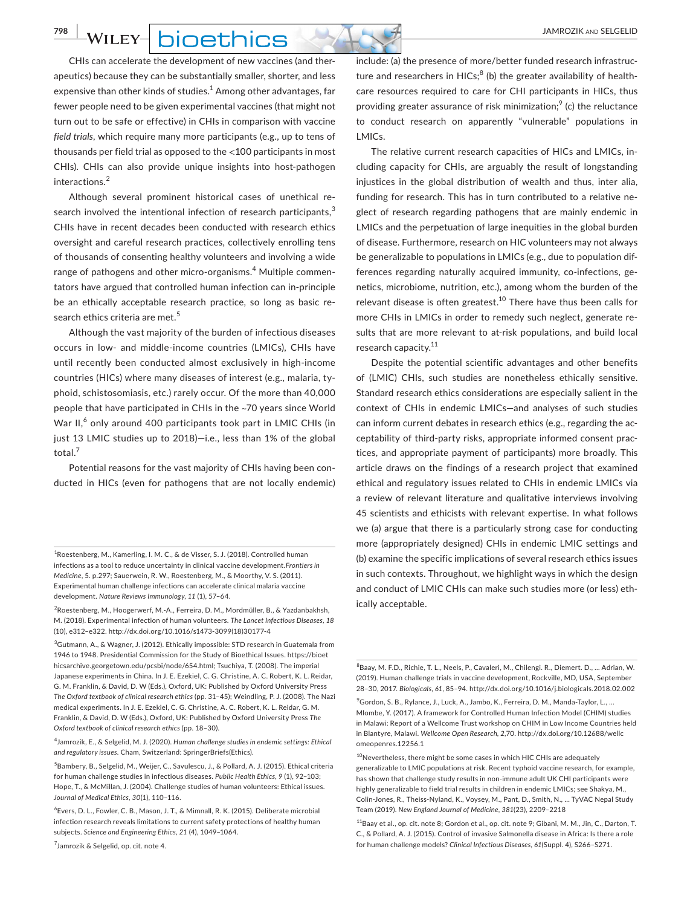CHIs can accelerate the development of new vaccines (and therapeutics) because they can be substantially smaller, shorter, and less expensive than other kinds of studies.[1] Among other advantages, far fewer people need to be given experimental vaccines (that might not turn out to be safe or effective) in CHIs in comparison with vaccine *field trials*, which require many more participants (e.g., up to tens of thousands per field trial as opposed to the <100 participants in most CHIs). CHIs can also provide unique insights into host-pathogen interactions.[2]

Although several prominent historical cases of unethical research involved the intentional infection of research participants,[3] CHIs have in recent decades been conducted with research ethics oversight and careful research practices, collectively enrolling tens of thousands of consenting healthy volunteers and involving a wide range of pathogens and other micro-organisms.[4] Multiple commentators have argued that controlled human infection can in-principle be an ethically acceptable research practice, so long as basic research ethics criteria are met.[5]

Although the vast majority of the burden of infectious diseases occurs in low- and middle-income countries (LMICs), CHIs have until recently been conducted almost exclusively in high-income countries (HICs) where many diseases of interest (e.g., malaria, typhoid, schistosomiasis, etc.) rarely occur. Of the more than 40,000 people that have participated in CHIs in the ~70 years since World War II,[6] only around 400 participants took part in LMIC CHIs (in just 13 LMIC studies up to 2018)—i.e., less than 1% of the global total.[7]

Potential reasons for the vast majority of CHIs having been conducted in HICs (even for pathogens that are not locally endemic) include: (a) the presence of more/better funded research infrastructure and researchers in HICs;[8] (b) the greater availability of healthcare resources required to care for CHI participants in HICs, thus providing greater assurance of risk minimization;[9] (c) the reluctance to conduct research on apparently "vulnerable" populations in LMICs.

The relative current research capacities of HICs and LMICs, including capacity for CHIs, are arguably the result of longstanding injustices in the global distribution of wealth and thus, inter alia, funding for research. This has in turn contributed to a relative neglect of research regarding pathogens that are mainly endemic in LMICs and the perpetuation of large inequities in the global burden of disease. Furthermore, research on HIC volunteers may not always be generalizable to populations in LMICs (e.g., due to population differences regarding naturally acquired immunity, co-infections, genetics, microbiome, nutrition, etc.), among whom the burden of the relevant disease is often greatest.[10] There have thus been calls for more CHIs in LMICs in order to remedy such neglect, generate results that are more relevant to at-risk populations, and build local research capacity.[11]

Despite the potential scientific advantages and other benefits of (LMIC) CHIs, such studies are nonetheless ethically sensitive. Standard research ethics considerations are especially salient in the context of CHIs in endemic LMICs—and analyses of such studies can inform current debates in research ethics (e.g., regarding the acceptability of third-party risks, appropriate informed consent practices, and appropriate payment of participants) more broadly. This article draws on the findings of a research project that examined ethical and regulatory issues related to CHIs in endemic LMICs via a review of relevant literature and qualitative interviews involving 45 scientists and ethicists with relevant expertise. In what follows we (a) argue that there is a particularly strong case for conducting more (appropriately designed) CHIs in endemic LMIC settings and (b) examine the specific implications of several research ethics issues in such contexts. Throughout, we highlight ways in which the design and conduct of LMIC CHIs can make such studies more (or less) ethically acceptable.

---

[1] Roestenberg, M., Kamerling, I. M. C., & de Visser, S. J. (2018). Controlled human infections as a tool to reduce uncertainty in clinical vaccine development. *Frontiers in Medicine*, 5. p.297; Sauerwein, R. W., Roestenberg, M., & Moorthy, V. S. (2011). Experimental human challenge infections can accelerate clinical malaria vaccine development. *Nature Reviews Immunology*, *11* (1), 57–64.

[2] Roestenberg, M., Hoogerwerf, M.-A., Ferreira, D. M., Mordmüller, B., & Yazdanbakhsh, M. (2018). Experimental infection of human volunteers. *The Lancet Infectious Diseases*, *18* (10), e312–e322. http://dx.doi.org/10.1016/s1473-3099(18)30177-4

[3] Gutmann, A., & Wagner, J. (2012). Ethically impossible: STD research in Guatemala from 1946 to 1948. Presidential Commission for the Study of Bioethical Issues. https://bioethicsarchive.georgetown.edu/pcsbi/node/654.html; Tsuchiya, T. (2008). The imperial Japanese experiments in China. In J. E. Ezekiel, C. G. Christine, A. C. Robert, K. L. Reidar, G. M. Franklin, & David, D. W (Eds.), Oxford, UK: Published by Oxford University Press *The Oxford textbook of clinical research ethics* (pp. 31–45); Weindling, P. J. (2008). The Nazi medical experiments. In J. E. Ezekiel, C. G. Christine, A. C. Robert, K. L. Reidar, G. M. Franklin, & David, D. W (Eds.), Oxford, UK: Published by Oxford University Press *The Oxford textbook of clinical research ethics* (pp. 18–30).

[4] Jamrozik, E., & Selgelid, M. J. (2020). *Human challenge studies in endemic settings: Ethical and regulatory issues*. Cham, Switzerland: SpringerBriefs(Ethics).

[5] Bambery, B., Selgelid, M., Weijer, C., Savulescu, J., & Pollard, A. J. (2015). Ethical criteria for human challenge studies in infectious diseases. *Public Health Ethics*, *9* (1), 92–103; Hope, T., & McMillan, J. (2004). Challenge studies of human volunteers: Ethical issues. *Journal of Medical Ethics*, *30*(1), 110–116.

[6] Evers, D. L., Fowler, C. B., Mason, J. T., & Mimnall, R. K. (2015). Deliberate microbial infection research reveals limitations to current safety protections of healthy human subjects. *Science and Engineering Ethics*, *21* (4), 1049–1064.

[7] Jamrozik & Selgelid, op. cit. note 4.

[8] Baay, M. F.D., Richie, T. L., Neels, P., Cavaleri, M., Chilengi. R., Diemert. D., … Adrian, W. (2019). Human challenge trials in vaccine development, Rockville, MD, USA, September 28–30, 2017. *Biologicals*, *61*, 85–94. http://dx.doi.org/10.1016/j.biologicals.2018.02.002

[9] Gordon, S. B., Rylance, J., Luck, A., Jambo, K., Ferreira, D. M., Manda-Taylor, L., … Mlombe, Y. (2017). A framework for Controlled Human Infection Model (CHIM) studies in Malawi: Report of a Wellcome Trust workshop on CHIM in Low Income Countries held in Blantyre, Malawi. *Wellcome Open Research*, *2*,70. http://dx.doi.org/10.12688/wellcomeopenres.12256.1

[10] Nevertheless, there might be some cases in which HIC CHIs are adequately generalizable to LMIC populations at risk. Recent typhoid vaccine research, for example, has shown that challenge study results in non-immune adult UK CHI participants were highly generalizable to field trial results in children in endemic LMICs; see Shakya, M., Colin-Jones, R., Theiss-Nyland, K., Voysey, M., Pant, D., Smith, N., … TyVAC Nepal Study Team (2019). *New England Journal of Medicine*, *381*(23), 2209–2218

[11] Baay et al., op. cit. note 8; Gordon et al., op. cit. note 9; Gibani, M. M., Jin, C., Darton, T. C., & Pollard, A. J. (2015). Control of invasive Salmonella disease in Africa: Is there a role for human challenge models? *Clinical Infectious Diseases*, *61*(Suppl. 4), S266–S271.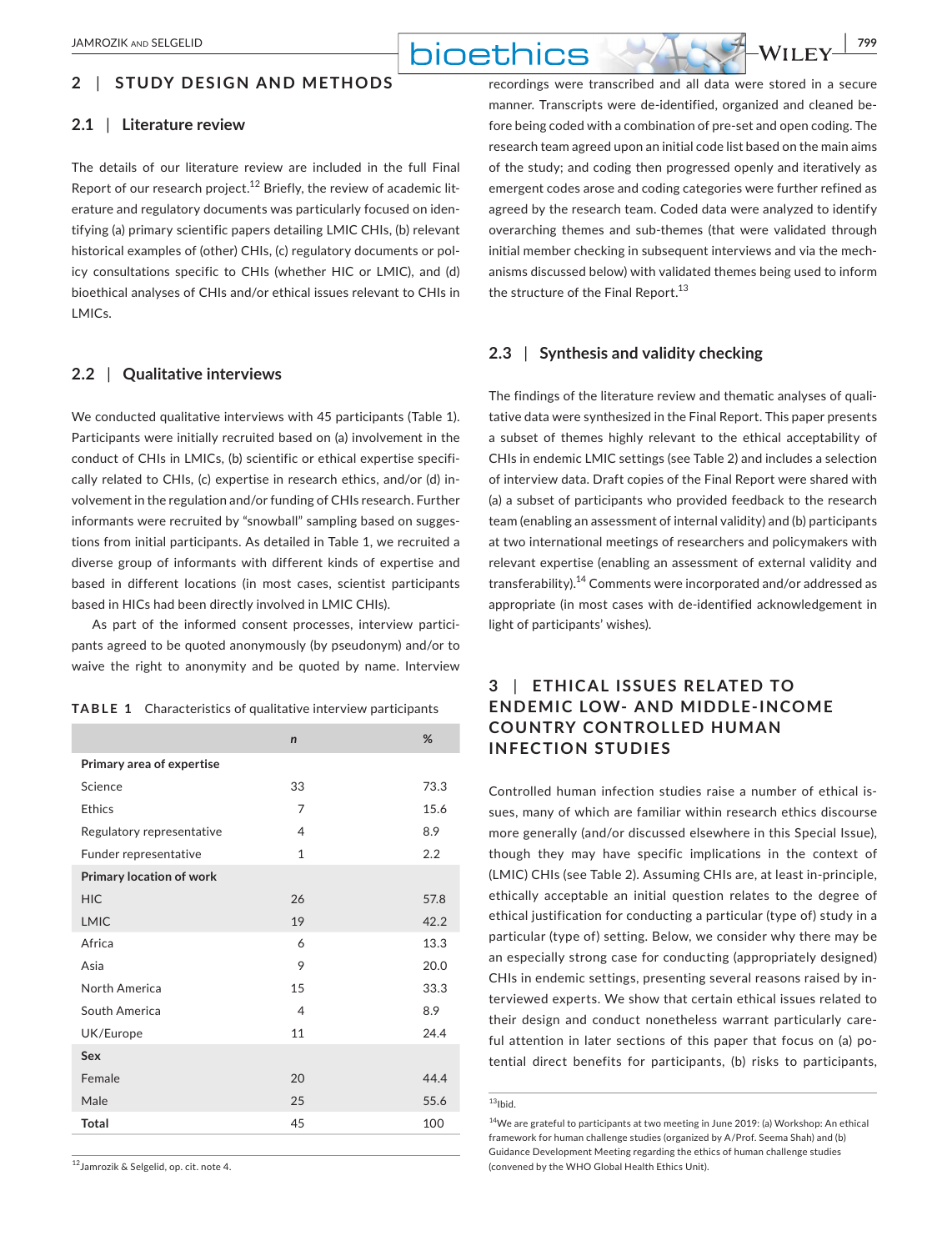## 2 | STUDY DESIGN AND METHODS

### 2.1 | Literature review

The details of our literature review are included in the full Final Report of our research project.[12] Briefly, the review of academic literature and regulatory documents was particularly focused on identifying (a) primary scientific papers detailing LMIC CHIs, (b) relevant historical examples of (other) CHIs, (c) regulatory documents or policy consultations specific to CHIs (whether HIC or LMIC), and (d) bioethical analyses of CHIs and/or ethical issues relevant to CHIs in LMICs.

### 2.2 | Qualitative interviews

We conducted qualitative interviews with 45 participants (Table 1). Participants were initially recruited based on (a) involvement in the conduct of CHIs in LMICs, (b) scientific or ethical expertise specifically related to CHIs, (c) expertise in research ethics, and/or (d) involvement in the regulation and/or funding of CHIs research. Further informants were recruited by "snowball" sampling based on suggestions from initial participants. As detailed in Table 1, we recruited a diverse group of informants with different kinds of expertise and based in different locations (in most cases, scientist participants based in HICs had been directly involved in LMIC CHIs).

As part of the informed consent processes, interview participants agreed to be quoted anonymously (by pseudonym) and/or to waive the right to anonymity and be quoted by name. Interview recordings were transcribed and all data were stored in a secure manner. Transcripts were de-identified, organized and cleaned before being coded with a combination of pre-set and open coding. The research team agreed upon an initial code list based on the main aims of the study; and coding then progressed openly and iteratively as emergent codes arose and coding categories were further refined as agreed by the research team. Coded data were analyzed to identify overarching themes and sub-themes (that were validated through initial member checking in subsequent interviews and via the mechanisms discussed below) with validated themes being used to inform the structure of the Final Report.[13]

**TABLE 1** Characteristics of qualitative interview participants

| | n | % |
|---|---|---|
| **Primary area of expertise** | | |
| Science | 33 | 73.3 |
| Ethics | 7 | 15.6 |
| Regulatory representative | 4 | 8.9 |
| Funder representative | 1 | 2.2 |
| **Primary location of work** | | |
| HIC | 26 | 57.8 |
| LMIC | 19 | 42.2 |
| Africa | 6 | 13.3 |
| Asia | 9 | 20.0 |
| North America | 15 | 33.3 |
| South America | 4 | 8.9 |
| UK/Europe | 11 | 24.4 |
| **Sex** | | |
| Female | 20 | 44.4 |
| Male | 25 | 55.6 |
| **Total** | 45 | 100 |

### 2.3 | Synthesis and validity checking

The findings of the literature review and thematic analyses of qualitative data were synthesized in the Final Report. This paper presents a subset of themes highly relevant to the ethical acceptability of CHIs in endemic LMIC settings (see Table 2) and includes a selection of interview data. Draft copies of the Final Report were shared with (a) a subset of participants who provided feedback to the research team (enabling an assessment of internal validity) and (b) participants at two international meetings of researchers and policymakers with relevant expertise (enabling an assessment of external validity and transferability).[14] Comments were incorporated and/or addressed as appropriate (in most cases with de-identified acknowledgement in light of participants' wishes).

## 3 | ETHICAL ISSUES RELATED TO ENDEMIC LOW- AND MIDDLE-INCOME COUNTRY CONTROLLED HUMAN INFECTION STUDIES

Controlled human infection studies raise a number of ethical issues, many of which are familiar within research ethics discourse more generally (and/or discussed elsewhere in this Special Issue), though they may have specific implications in the context of (LMIC) CHIs (see Table 2). Assuming CHIs are, at least in-principle, ethically acceptable an initial question relates to the degree of ethical justification for conducting a particular (type of) study in a particular (type of) setting. Below, we consider why there may be an especially strong case for conducting (appropriately designed) CHIs in endemic settings, presenting several reasons raised by interviewed experts. We show that certain ethical issues related to their design and conduct nonetheless warrant particularly careful attention in later sections of this paper that focus on (a) potential direct benefits for participants, (b) risks to participants,

---

[12] Jamrozik & Selgelid, op. cit. note 4.

[13] Ibid.

[14] We are grateful to participants at two meeting in June 2019: (a) Workshop: An ethical framework for human challenge studies (organized by A/Prof. Seema Shah) and (b) Guidance Development Meeting regarding the ethics of human challenge studies (convened by the WHO Global Health Ethics Unit).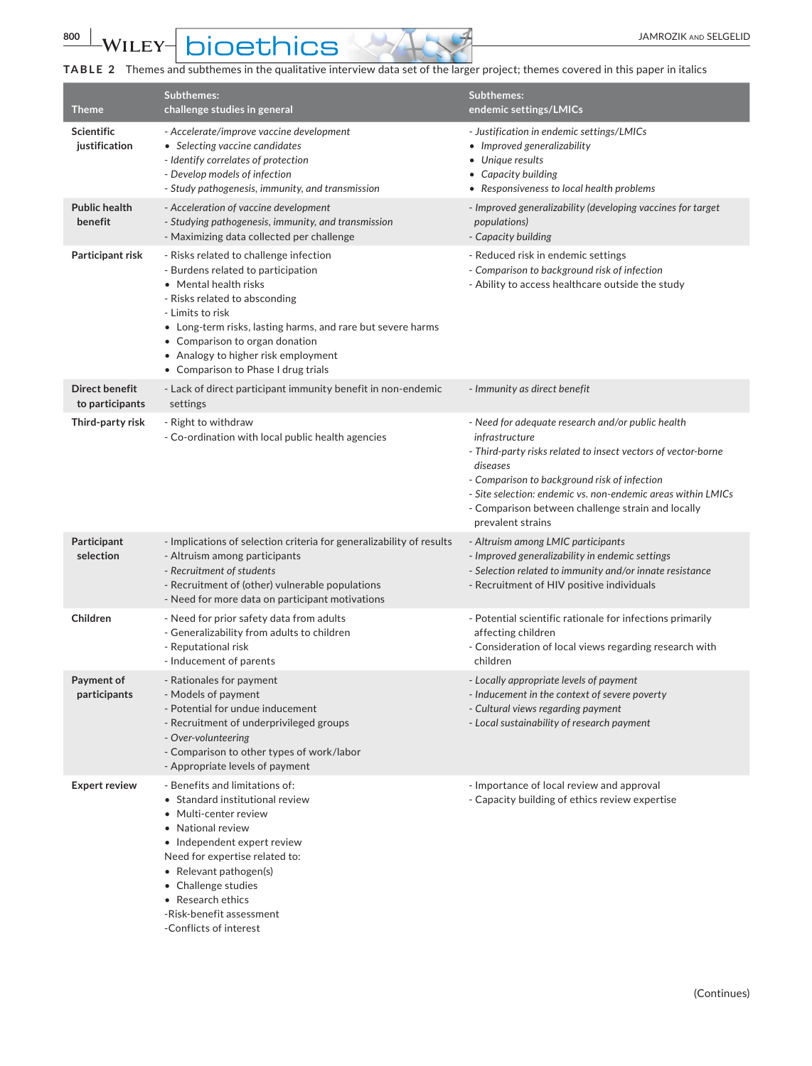**TABLE 2** Themes and subthemes in the qualitative interview data set of the larger project; themes covered in this paper in italics

| Theme | Subthemes: challenge studies in general | Subthemes: endemic settings/LMICs |
|---|---|---|
| Scientific justification | *- Accelerate/improve vaccine development*<br>*• Selecting vaccine candidates*<br>*- Identify correlates of protection*<br>*- Develop models of infection*<br>*- Study pathogenesis, immunity, and transmission* | *- Justification in endemic settings/LMICs*<br>*• Improved generalizability*<br>*• Unique results*<br>*• Capacity building*<br>*• Responsiveness to local health problems* |
| Public health benefit | *- Acceleration of vaccine development*<br>*- Studying pathogenesis, immunity, and transmission*<br>- Maximizing data collected per challenge | *- Improved generalizability (developing vaccines for target populations)*<br>*- Capacity building* |
| Participant risk | - Risks related to challenge infection<br>- Burdens related to participation<br>• Mental health risks<br>- Risks related to absconding<br>- Limits to risk<br>• Long-term risks, lasting harms, and rare but severe harms<br>• Comparison to organ donation<br>• Analogy to higher risk employment<br>• Comparison to Phase I drug trials | - Reduced risk in endemic settings<br>*- Comparison to background risk of infection*<br>- Ability to access healthcare outside the study |
| Direct benefit to participants | - Lack of direct participant immunity benefit in non-endemic settings | *- Immunity as direct benefit* |
| Third-party risk | - Right to withdraw<br>- Co-ordination with local public health agencies | *- Need for adequate research and/or public health infrastructure*<br>*- Third-party risks related to insect vectors of vector-borne diseases*<br>*- Comparison to background risk of infection*<br>*- Site selection: endemic vs. non-endemic areas within LMICs*<br>- Comparison between challenge strain and locally prevalent strains |
| Participant selection | - Implications of selection criteria for generalizability of results<br>- Altruism among participants<br>*- Recruitment of students*<br>- Recruitment of (other) vulnerable populations<br>- Need for more data on participant motivations | *- Altruism among LMIC participants*<br>*- Improved generalizability in endemic settings*<br>*- Selection related to immunity and/or innate resistance*<br>- Recruitment of HIV positive individuals |
| Children | - Need for prior safety data from adults<br>- Generalizability from adults to children<br>- Reputational risk<br>- Inducement of parents | - Potential scientific rationale for infections primarily affecting children<br>- Consideration of local views regarding research with children |
| Payment of participants | - Rationales for payment<br>- Models of payment<br>- Potential for undue inducement<br>- Recruitment of underprivileged groups<br>*- Over-volunteering*<br>- Comparison to other types of work/labor<br>- Appropriate levels of payment | *- Locally appropriate levels of payment*<br>*- Inducement in the context of severe poverty*<br>*- Cultural views regarding payment*<br>*- Local sustainability of research payment* |
| Expert review | - Benefits and limitations of:<br>• Standard institutional review<br>• Multi-center review<br>• National review<br>• Independent expert review<br>Need for expertise related to:<br>• Relevant pathogen(s)<br>• Challenge studies<br>• Research ethics<br>-Risk-benefit assessment<br>-Conflicts of interest | - Importance of local review and approval<br>- Capacity building of ethics review expertise |

(Continues)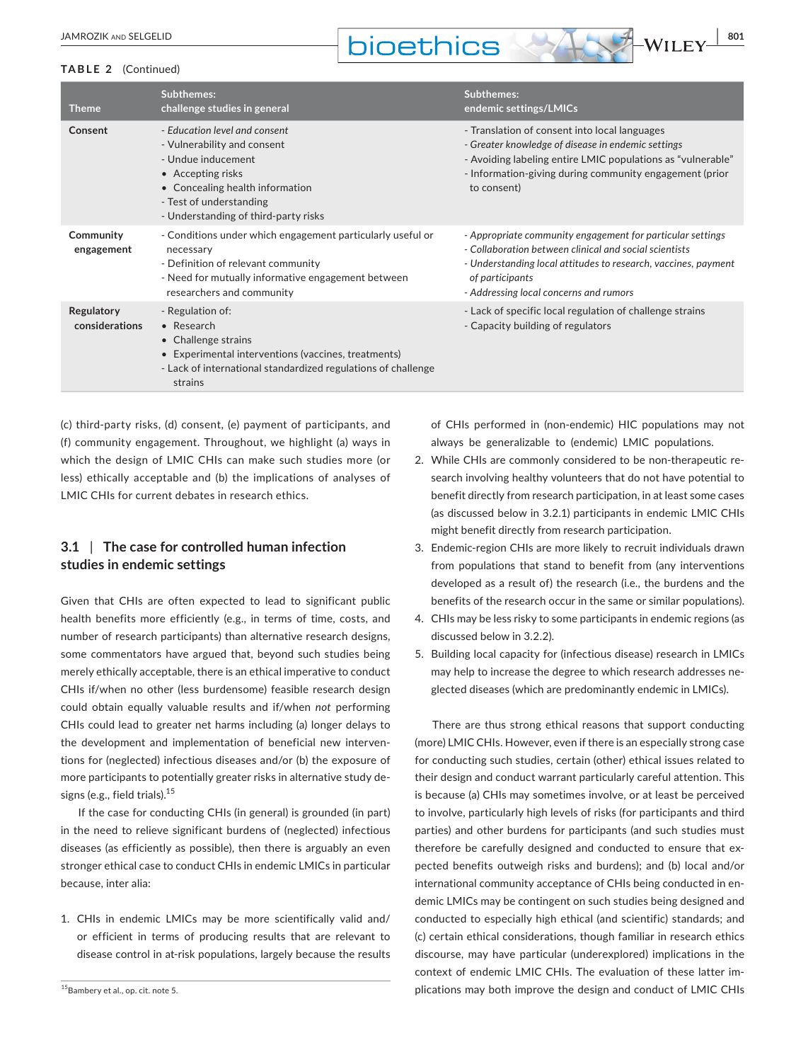**TABLE 2** (Continued)

| Theme | Subthemes: challenge studies in general | Subthemes: endemic settings/LMICs |
|---|---|---|
| **Consent** | - *Education level and consent*<br>- Vulnerability and consent<br>- Undue inducement<br>• Accepting risks<br>• Concealing health information<br>- Test of understanding<br>- Understanding of third-party risks | - Translation of consent into local languages<br>- *Greater knowledge of disease in endemic settings*<br>- Avoiding labeling entire LMIC populations as "vulnerable"<br>- Information-giving during community engagement (prior to consent) |
| **Community engagement** | - Conditions under which engagement particularly useful or necessary<br>- Definition of relevant community<br>- Need for mutually informative engagement between researchers and community | - *Appropriate community engagement for particular settings*<br>- *Collaboration between clinical and social scientists*<br>- *Understanding local attitudes to research, vaccines, payment of participants*<br>- *Addressing local concerns and rumors* |
| **Regulatory considerations** | - Regulation of:<br>• Research<br>• Challenge strains<br>• Experimental interventions (vaccines, treatments)<br>- Lack of international standardized regulations of challenge strains | - Lack of specific local regulation of challenge strains<br>- Capacity building of regulators |

(c) third-party risks, (d) consent, (e) payment of participants, and (f) community engagement. Throughout, we highlight (a) ways in which the design of LMIC CHIs can make such studies more (or less) ethically acceptable and (b) the implications of analyses of LMIC CHIs for current debates in research ethics.

### 3.1 | The case for controlled human infection studies in endemic settings

Given that CHIs are often expected to lead to significant public health benefits more efficiently (e.g., in terms of time, costs, and number of research participants) than alternative research designs, some commentators have argued that, beyond such studies being merely ethically acceptable, there is an ethical imperative to conduct CHIs if/when no other (less burdensome) feasible research design could obtain equally valuable results and if/when *not* performing CHIs could lead to greater net harms including (a) longer delays to the development and implementation of beneficial new interventions for (neglected) infectious diseases and/or (b) the exposure of more participants to potentially greater risks in alternative study designs (e.g., field trials).[15]

If the case for conducting CHIs (in general) is grounded (in part) in the need to relieve significant burdens of (neglected) infectious diseases (as efficiently as possible), then there is arguably an even stronger ethical case to conduct CHIs in endemic LMICs in particular because, inter alia:

1. CHIs in endemic LMICs may be more scientifically valid and/or efficient in terms of producing results that are relevant to disease control in at-risk populations, largely because the results of CHIs performed in (non-endemic) HIC populations may not always be generalizable to (endemic) LMIC populations.
2. While CHIs are commonly considered to be non-therapeutic research involving healthy volunteers that do not have potential to benefit directly from research participation, in at least some cases (as discussed below in 3.2.1) participants in endemic LMIC CHIs might benefit directly from research participation.
3. Endemic-region CHIs are more likely to recruit individuals drawn from populations that stand to benefit from (any interventions developed as a result of) the research (i.e., the burdens and the benefits of the research occur in the same or similar populations).
4. CHIs may be less risky to some participants in endemic regions (as discussed below in 3.2.2).
5. Building local capacity for (infectious disease) research in LMICs may help to increase the degree to which research addresses neglected diseases (which are predominantly endemic in LMICs).

There are thus strong ethical reasons that support conducting (more) LMIC CHIs. However, even if there is an especially strong case for conducting such studies, certain (other) ethical issues related to their design and conduct warrant particularly careful attention. This is because (a) CHIs may sometimes involve, or at least be perceived to involve, particularly high levels of risks (for participants and third parties) and other burdens for participants (and such studies must therefore be carefully designed and conducted to ensure that expected benefits outweigh risks and burdens); and (b) local and/or international community acceptance of CHIs being conducted in endemic LMICs may be contingent on such studies being designed and conducted to especially high ethical (and scientific) standards; and (c) certain ethical considerations, though familiar in research ethics discourse, may have particular (underexplored) implications in the context of endemic LMIC CHIs. The evaluation of these latter implications may both improve the design and conduct of LMIC CHIs

[15] Bambery et al., op. cit. note 5.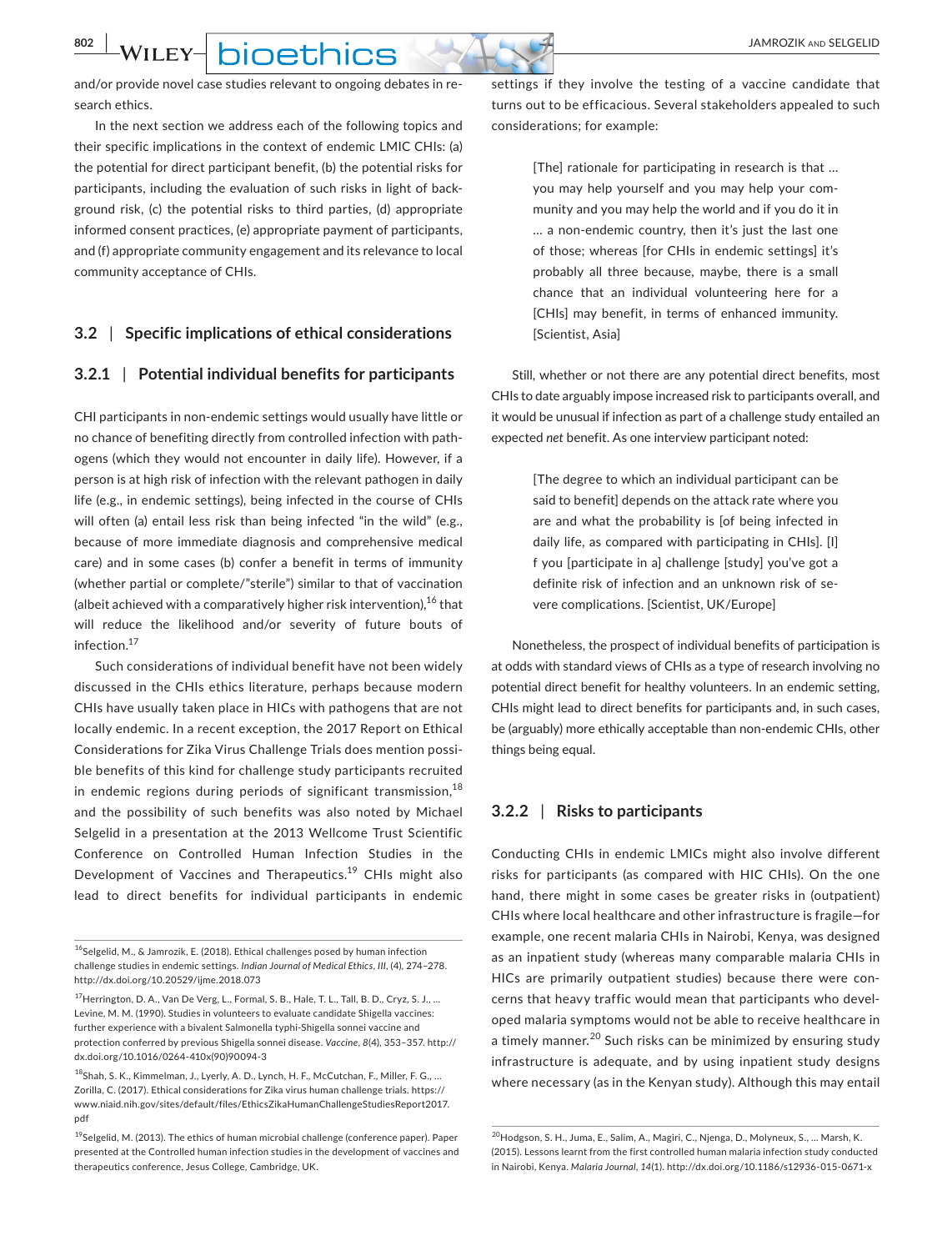and/or provide novel case studies relevant to ongoing debates in research ethics.

In the next section we address each of the following topics and their specific implications in the context of endemic LMIC CHIs: (a) the potential for direct participant benefit, (b) the potential risks for participants, including the evaluation of such risks in light of background risk, (c) the potential risks to third parties, (d) appropriate informed consent practices, (e) appropriate payment of participants, and (f) appropriate community engagement and its relevance to local community acceptance of CHIs.

### 3.2 | Specific implications of ethical considerations

#### 3.2.1 | Potential individual benefits for participants

CHI participants in non-endemic settings would usually have little or no chance of benefiting directly from controlled infection with pathogens (which they would not encounter in daily life). However, if a person is at high risk of infection with the relevant pathogen in daily life (e.g., in endemic settings), being infected in the course of CHIs will often (a) entail less risk than being infected "in the wild" (e.g., because of more immediate diagnosis and comprehensive medical care) and in some cases (b) confer a benefit in terms of immunity (whether partial or complete/"sterile") similar to that of vaccination (albeit achieved with a comparatively higher risk intervention),[16] that will reduce the likelihood and/or severity of future bouts of infection.[17]

Such considerations of individual benefit have not been widely discussed in the CHIs ethics literature, perhaps because modern CHIs have usually taken place in HICs with pathogens that are not locally endemic. In a recent exception, the 2017 Report on Ethical Considerations for Zika Virus Challenge Trials does mention possible benefits of this kind for challenge study participants recruited in endemic regions during periods of significant transmission,[18] and the possibility of such benefits was also noted by Michael Selgelid in a presentation at the 2013 Wellcome Trust Scientific Conference on Controlled Human Infection Studies in the Development of Vaccines and Therapeutics.[19] CHIs might also lead to direct benefits for individual participants in endemic settings if they involve the testing of a vaccine candidate that turns out to be efficacious. Several stakeholders appealed to such considerations; for example:

> [The] rationale for participating in research is that … you may help yourself and you may help your community and you may help the world and if you do it in … a non-endemic country, then it's just the last one of those; whereas [for CHIs in endemic settings] it's probably all three because, maybe, there is a small chance that an individual volunteering here for a [CHIs] may benefit, in terms of enhanced immunity. [Scientist, Asia]

Still, whether or not there are any potential direct benefits, most CHIs to date arguably impose increased risk to participants overall, and it would be unusual if infection as part of a challenge study entailed an expected *net* benefit. As one interview participant noted:

> [The degree to which an individual participant can be said to benefit] depends on the attack rate where you are and what the probability is [of being infected in daily life, as compared with participating in CHIs]. [I]f you [participate in a] challenge [study] you've got a definite risk of infection and an unknown risk of severe complications. [Scientist, UK/Europe]

Nonetheless, the prospect of individual benefits of participation is at odds with standard views of CHIs as a type of research involving no potential direct benefit for healthy volunteers. In an endemic setting, CHIs might lead to direct benefits for participants and, in such cases, be (arguably) more ethically acceptable than non-endemic CHIs, other things being equal.

#### 3.2.2 | Risks to participants

Conducting CHIs in endemic LMICs might also involve different risks for participants (as compared with HIC CHIs). On the one hand, there might in some cases be greater risks in (outpatient) CHIs where local healthcare and other infrastructure is fragile—for example, one recent malaria CHIs in Nairobi, Kenya, was designed as an inpatient study (whereas many comparable malaria CHIs in HICs are primarily outpatient studies) because there were concerns that heavy traffic would mean that participants who developed malaria symptoms would not be able to receive healthcare in a timely manner.[20] Such risks can be minimized by ensuring study infrastructure is adequate, and by using inpatient study designs where necessary (as in the Kenyan study). Although this may entail

---

[16] Selgelid, M., & Jamrozik, E. (2018). Ethical challenges posed by human infection challenge studies in endemic settings. *Indian Journal of Medical Ethics*, *III*, (4), 274–278. http://dx.doi.org/10.20529/ijme.2018.073

[17] Herrington, D. A., Van De Verg, L., Formal, S. B., Hale, T. L., Tall, B. D., Cryz, S. J., … Levine, M. M. (1990). Studies in volunteers to evaluate candidate Shigella vaccines: further experience with a bivalent Salmonella typhi-Shigella sonnei vaccine and protection conferred by previous Shigella sonnei disease. *Vaccine*, *8*(4), 353–357. http://dx.doi.org/10.1016/0264-410x(90)90094-3

[18] Shah, S. K., Kimmelman, J., Lyerly, A. D., Lynch, H. F., McCutchan, F., Miller, F. G., … Zorilla, C. (2017). Ethical considerations for Zika virus human challenge trials. https://www.niaid.nih.gov/sites/default/files/EthicsZikaHumanChallengeStudiesReport2017.pdf

[19] Selgelid, M. (2013). The ethics of human microbial challenge (conference paper). Paper presented at the Controlled human infection studies in the development of vaccines and therapeutics conference, Jesus College, Cambridge, UK.

[20] Hodgson, S. H., Juma, E., Salim, A., Magiri, C., Njenga, D., Molyneux, S., … Marsh, K. (2015). Lessons learnt from the first controlled human malaria infection study conducted in Nairobi, Kenya. *Malaria Journal*, *14*(1). http://dx.doi.org/10.1186/s12936-015-0671-x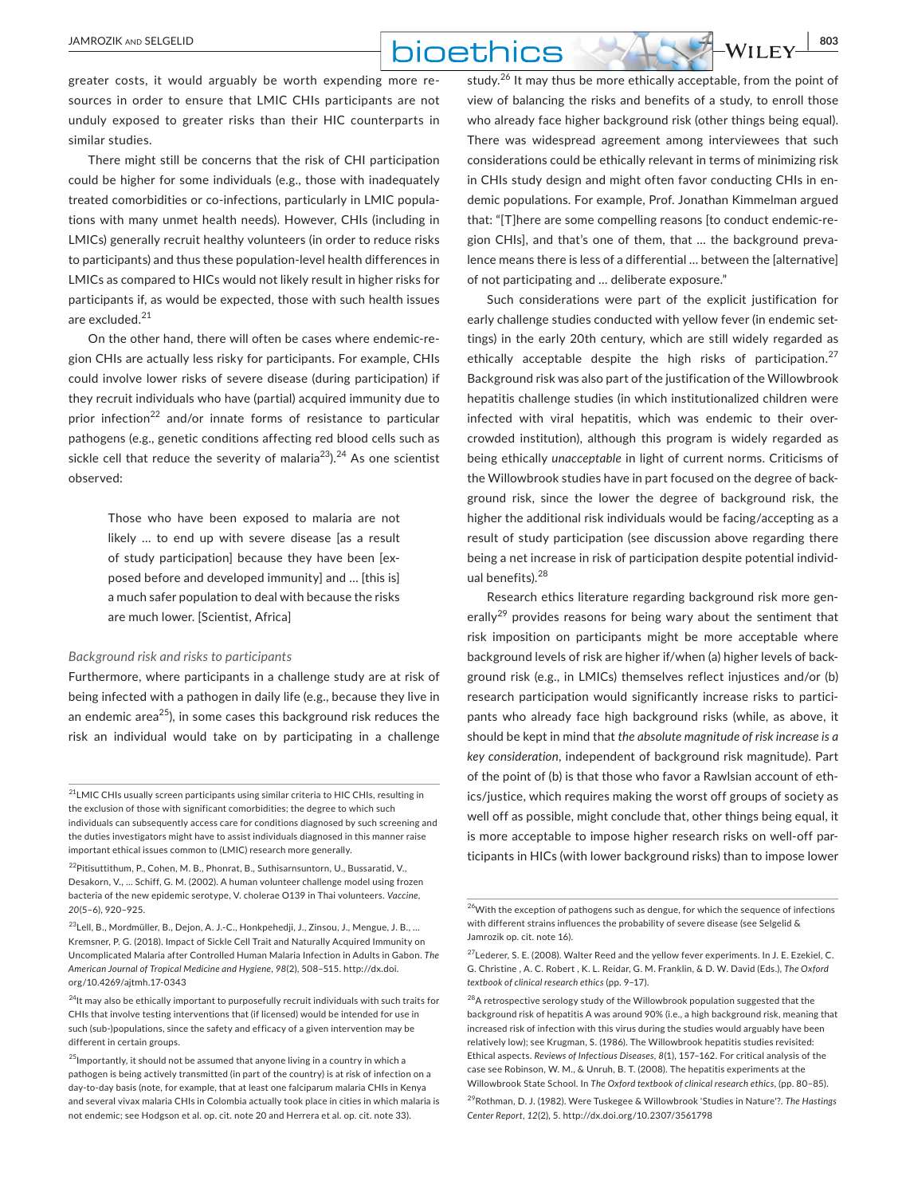greater costs, it would arguably be worth expending more resources in order to ensure that LMIC CHIs participants are not unduly exposed to greater risks than their HIC counterparts in similar studies.

There might still be concerns that the risk of CHI participation could be higher for some individuals (e.g., those with inadequately treated comorbidities or co-infections, particularly in LMIC populations with many unmet health needs). However, CHIs (including in LMICs) generally recruit healthy volunteers (in order to reduce risks to participants) and thus these population-level health differences in LMICs as compared to HICs would not likely result in higher risks for participants if, as would be expected, those with such health issues are excluded.[21]

On the other hand, there will often be cases where endemic-region CHIs are actually less risky for participants. For example, CHIs could involve lower risks of severe disease (during participation) if they recruit individuals who have (partial) acquired immunity due to prior infection[22] and/or innate forms of resistance to particular pathogens (e.g., genetic conditions affecting red blood cells such as sickle cell that reduce the severity of malaria[23]).[24] As one scientist observed:

> Those who have been exposed to malaria are not likely … to end up with severe disease [as a result of study participation] because they have been [exposed before and developed immunity] and … [this is] a much safer population to deal with because the risks are much lower. [Scientist, Africa]

*Background risk and risks to participants*

Furthermore, where participants in a challenge study are at risk of being infected with a pathogen in daily life (e.g., because they live in an endemic area[25]), in some cases this background risk reduces the risk an individual would take on by participating in a challenge study.[26] It may thus be more ethically acceptable, from the point of view of balancing the risks and benefits of a study, to enroll those who already face higher background risk (other things being equal). There was widespread agreement among interviewees that such considerations could be ethically relevant in terms of minimizing risk in CHIs study design and might often favor conducting CHIs in endemic populations. For example, Prof. Jonathan Kimmelman argued that: "[T]here are some compelling reasons [to conduct endemic-region CHIs], and that's one of them, that … the background prevalence means there is less of a differential … between the [alternative] of not participating and … deliberate exposure."

Such considerations were part of the explicit justification for early challenge studies conducted with yellow fever (in endemic settings) in the early 20th century, which are still widely regarded as ethically acceptable despite the high risks of participation.[27] Background risk was also part of the justification of the Willowbrook hepatitis challenge studies (in which institutionalized children were infected with viral hepatitis, which was endemic to their overcrowded institution), although this program is widely regarded as being ethically *unacceptable* in light of current norms. Criticisms of the Willowbrook studies have in part focused on the degree of background risk, since the lower the degree of background risk, the higher the additional risk individuals would be facing/accepting as a result of study participation (see discussion above regarding there being a net increase in risk of participation despite potential individual benefits).[28]

Research ethics literature regarding background risk more generally[29] provides reasons for being wary about the sentiment that risk imposition on participants might be more acceptable where background levels of risk are higher if/when (a) higher levels of background risk (e.g., in LMICs) themselves reflect injustices and/or (b) research participation would significantly increase risks to participants who already face high background risks (while, as above, it should be kept in mind that *the absolute magnitude of risk increase is a key consideration*, independent of background risk magnitude). Part of the point of (b) is that those who favor a Rawlsian account of ethics/justice, which requires making the worst off groups of society as well off as possible, might conclude that, other things being equal, it is more acceptable to impose higher research risks on well-off participants in HICs (with lower background risks) than to impose lower

---

[21] LMIC CHIs usually screen participants using similar criteria to HIC CHIs, resulting in the exclusion of those with significant comorbidities; the degree to which such individuals can subsequently access care for conditions diagnosed by such screening and the duties investigators might have to assist individuals diagnosed in this manner raise important ethical issues common to (LMIC) research more generally.

[22] Pitisuttithum, P., Cohen, M. B., Phonrat, B., Suthisarnsuntorn, U., Bussaratid, V., Desakorn, V., … Schiff, G. M. (2002). A human volunteer challenge model using frozen bacteria of the new epidemic serotype, V. cholerae O139 in Thai volunteers. *Vaccine*, *20*(5–6), 920–925.

[23] Lell, B., Mordmüller, B., Dejon, A. J.-C., Honkpehedji, J., Zinsou, J., Mengue, J. B., … Kremsner, P. G. (2018). Impact of Sickle Cell Trait and Naturally Acquired Immunity on Uncomplicated Malaria after Controlled Human Malaria Infection in Adults in Gabon. *The American Journal of Tropical Medicine and Hygiene*, *98*(2), 508–515. http://dx.doi.org/10.4269/ajtmh.17-0343

[24] It may also be ethically important to purposefully recruit individuals with such traits for CHIs that involve testing interventions that (if licensed) would be intended for use in such (sub-)populations, since the safety and efficacy of a given intervention may be different in certain groups.

[25] Importantly, it should not be assumed that anyone living in a country in which a pathogen is being actively transmitted (in part of the country) is at risk of infection on a day-to-day basis (note, for example, that at least one falciparum malaria CHIs in Kenya and several vivax malaria CHIs in Colombia actually took place in cities in which malaria is not endemic; see Hodgson et al. op. cit. note 20 and Herrera et al. op. cit. note 33).

[26] With the exception of pathogens such as dengue, for which the sequence of infections with different strains influences the probability of severe disease (see Selgelid & Jamrozik op. cit. note 16).

[27] Lederer, S. E. (2008). Walter Reed and the yellow fever experiments. In J. E. Ezekiel, C. G. Christine , A. C. Robert , K. L. Reidar, G. M. Franklin, & D. W. David (Eds.), *The Oxford textbook of clinical research ethics* (pp. 9–17).

[28] A retrospective serology study of the Willowbrook population suggested that the background risk of hepatitis A was around 90% (i.e., a high background risk, meaning that increased risk of infection with this virus during the studies would arguably have been relatively low); see Krugman, S. (1986). The Willowbrook hepatitis studies revisited: Ethical aspects. *Reviews of Infectious Diseases*, *8*(1), 157–162. For critical analysis of the case see Robinson, W. M., & Unruh, B. T. (2008). The hepatitis experiments at the Willowbrook State School. In *The Oxford textbook of clinical research ethics*, (pp. 80–85).

[29] Rothman, D. J. (1982). Were Tuskegee & Willowbrook 'Studies in Nature'?. *The Hastings Center Report*, *12*(2), 5. http://dx.doi.org/10.2307/3561798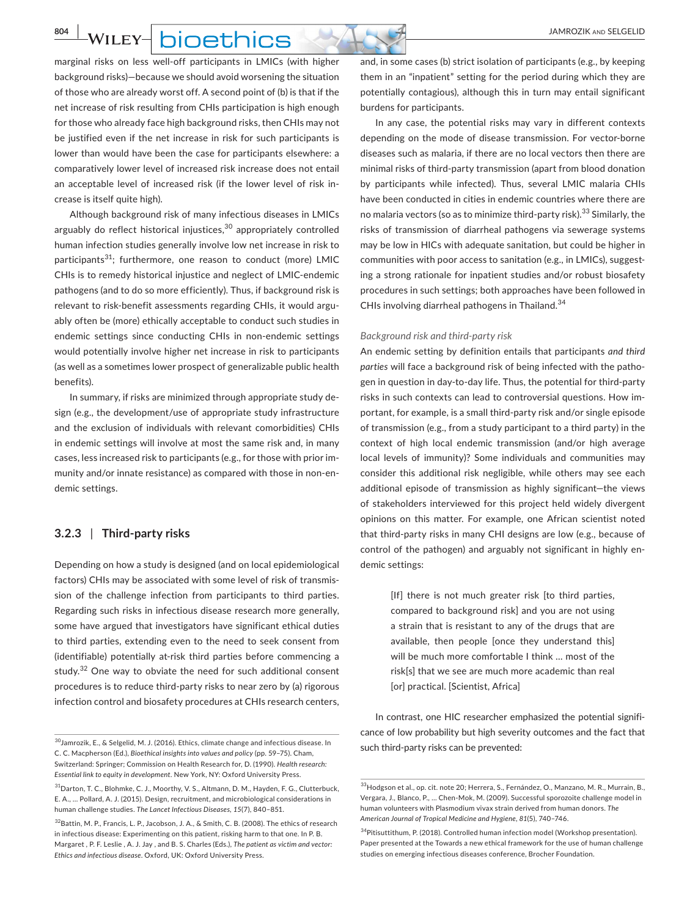marginal risks on less well-off participants in LMICs (with higher background risks)—because we should avoid worsening the situation of those who are already worst off. A second point of (b) is that if the net increase of risk resulting from CHIs participation is high enough for those who already face high background risks, then CHIs may not be justified even if the net increase in risk for such participants is lower than would have been the case for participants elsewhere: a comparatively lower level of increased risk increase does not entail an acceptable level of increased risk (if the lower level of risk increase is itself quite high).

Although background risk of many infectious diseases in LMICs arguably do reflect historical injustices,[30] appropriately controlled human infection studies generally involve low net increase in risk to participants[31]; furthermore, one reason to conduct (more) LMIC CHIs is to remedy historical injustice and neglect of LMIC-endemic pathogens (and to do so more efficiently). Thus, if background risk is relevant to risk-benefit assessments regarding CHIs, it would arguably often be (more) ethically acceptable to conduct such studies in endemic settings since conducting CHIs in non-endemic settings would potentially involve higher net increase in risk to participants (as well as a sometimes lower prospect of generalizable public health benefits).

In summary, if risks are minimized through appropriate study design (e.g., the development/use of appropriate study infrastructure and the exclusion of individuals with relevant comorbidities) CHIs in endemic settings will involve at most the same risk and, in many cases, less increased risk to participants (e.g., for those with prior immunity and/or innate resistance) as compared with those in non-endemic settings.

### 3.2.3 | Third-party risks

Depending on how a study is designed (and on local epidemiological factors) CHIs may be associated with some level of risk of transmission of the challenge infection from participants to third parties. Regarding such risks in infectious disease research more generally, some have argued that investigators have significant ethical duties to third parties, extending even to the need to seek consent from (identifiable) potentially at-risk third parties before commencing a study.[32] One way to obviate the need for such additional consent procedures is to reduce third-party risks to near zero by (a) rigorous infection control and biosafety procedures at CHIs research centers, and, in some cases (b) strict isolation of participants (e.g., by keeping them in an "inpatient" setting for the period during which they are potentially contagious), although this in turn may entail significant burdens for participants.

In any case, the potential risks may vary in different contexts depending on the mode of disease transmission. For vector-borne diseases such as malaria, if there are no local vectors then there are minimal risks of third-party transmission (apart from blood donation by participants while infected). Thus, several LMIC malaria CHIs have been conducted in cities in endemic countries where there are no malaria vectors (so as to minimize third-party risk).[33] Similarly, the risks of transmission of diarrheal pathogens via sewerage systems may be low in HICs with adequate sanitation, but could be higher in communities with poor access to sanitation (e.g., in LMICs), suggesting a strong rationale for inpatient studies and/or robust biosafety procedures in such settings; both approaches have been followed in CHIs involving diarrheal pathogens in Thailand.[34]

*Background risk and third-party risk*

An endemic setting by definition entails that participants *and third parties* will face a background risk of being infected with the pathogen in question in day-to-day life. Thus, the potential for third-party risks in such contexts can lead to controversial questions. How important, for example, is a small third-party risk and/or single episode of transmission (e.g., from a study participant to a third party) in the context of high local endemic transmission (and/or high average local levels of immunity)? Some individuals and communities may consider this additional risk negligible, while others may see each additional episode of transmission as highly significant—the views of stakeholders interviewed for this project held widely divergent opinions on this matter. For example, one African scientist noted that third-party risks in many CHI designs are low (e.g., because of control of the pathogen) and arguably not significant in highly endemic settings:

> [If] there is not much greater risk [to third parties, compared to background risk] and you are not using a strain that is resistant to any of the drugs that are available, then people [once they understand this] will be much more comfortable I think … most of the risk[s] that we see are much more academic than real [or] practical. [Scientist, Africa]

In contrast, one HIC researcher emphasized the potential significance of low probability but high severity outcomes and the fact that such third-party risks can be prevented:

---

[30] Jamrozik, E., & Selgelid, M. J. (2016). Ethics, climate change and infectious disease. In C. C. Macpherson (Ed.), *Bioethical insights into values and policy* (pp. 59–75). Cham, Switzerland: Springer; Commission on Health Research for, D. (1990). *Health research: Essential link to equity in development*. New York, NY: Oxford University Press.

[31] Darton, T. C., Blohmke, C. J., Moorthy, V. S., Altmann, D. M., Hayden, F. G., Clutterbuck, E. A., … Pollard, A. J. (2015). Design, recruitment, and microbiological considerations in human challenge studies. *The Lancet Infectious Diseases*, *15*(7), 840–851.

[32] Battin, M. P., Francis, L. P., Jacobson, J. A., & Smith, C. B. (2008). The ethics of research in infectious disease: Experimenting on this patient, risking harm to that one. In P. B. Margaret , P. F. Leslie , A. J. Jay , and B. S. Charles (Eds.), *The patient as victim and vector: Ethics and infectious disease*. Oxford, UK: Oxford University Press.

[33] Hodgson et al., op. cit. note 20; Herrera, S., Fernández, O., Manzano, M. R., Murrain, B., Vergara, J., Blanco, P., … Chen-Mok, M. (2009). Successful sporozoite challenge model in human volunteers with Plasmodium vivax strain derived from human donors. *The American Journal of Tropical Medicine and Hygiene*, *81*(5), 740–746.

[34] Pitisuttithum, P. (2018). Controlled human infection model (Workshop presentation). Paper presented at the Towards a new ethical framework for the use of human challenge studies on emerging infectious diseases conference, Brocher Foundation.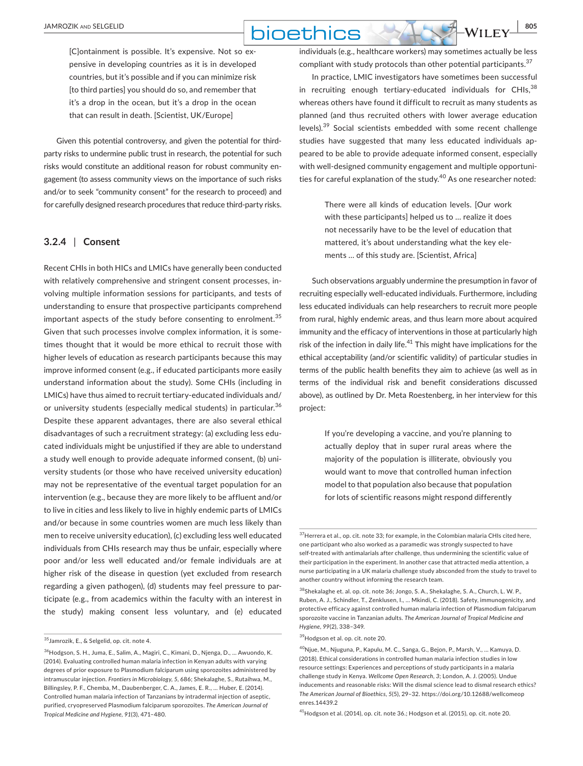> [C]ontainment is possible. It's expensive. Not so expensive in developing countries as it is in developed countries, but it's possible and if you can minimize risk [to third parties] you should do so, and remember that it's a drop in the ocean, but it's a drop in the ocean that can result in death. [Scientist, UK/Europe]

Given this potential controversy, and given the potential for third-party risks to undermine public trust in research, the potential for such risks would constitute an additional reason for robust community engagement (to assess community views on the importance of such risks and/or to seek "community consent" for the research to proceed) and for carefully designed research procedures that reduce third-party risks.

### 3.2.4 | Consent

Recent CHIs in both HICs and LMICs have generally been conducted with relatively comprehensive and stringent consent processes, involving multiple information sessions for participants, and tests of understanding to ensure that prospective participants comprehend important aspects of the study before consenting to enrolment.[35] Given that such processes involve complex information, it is sometimes thought that it would be more ethical to recruit those with higher levels of education as research participants because this may improve informed consent (e.g., if educated participants more easily understand information about the study). Some CHIs (including in LMICs) have thus aimed to recruit tertiary-educated individuals and/or university students (especially medical students) in particular.[36] Despite these apparent advantages, there are also several ethical disadvantages of such a recruitment strategy: (a) excluding less educated individuals might be unjustified if they are able to understand a study well enough to provide adequate informed consent, (b) university students (or those who have received university education) may not be representative of the eventual target population for an intervention (e.g., because they are more likely to be affluent and/or to live in cities and less likely to live in highly endemic parts of LMICs and/or because in some countries women are much less likely than men to receive university education), (c) excluding less well educated individuals from CHIs research may thus be unfair, especially where poor and/or less well educated and/or female individuals are at higher risk of the disease in question (yet excluded from research regarding a given pathogen), (d) students may feel pressure to participate (e.g., from academics within the faculty with an interest in the study) making consent less voluntary, and (e) educated individuals (e.g., healthcare workers) may sometimes actually be less compliant with study protocols than other potential participants.[37]

In practice, LMIC investigators have sometimes been successful in recruiting enough tertiary-educated individuals for CHIs,[38] whereas others have found it difficult to recruit as many students as planned (and thus recruited others with lower average education levels).[39] Social scientists embedded with some recent challenge studies have suggested that many less educated individuals appeared to be able to provide adequate informed consent, especially with well-designed community engagement and multiple opportunities for careful explanation of the study.[40] As one researcher noted:

> There were all kinds of education levels. [Our work with these participants] helped us to … realize it does not necessarily have to be the level of education that mattered, it's about understanding what the key elements … of this study are. [Scientist, Africa]

Such observations arguably undermine the presumption in favor of recruiting especially well-educated individuals. Furthermore, including less educated individuals can help researchers to recruit more people from rural, highly endemic areas, and thus learn more about acquired immunity and the efficacy of interventions in those at particularly high risk of the infection in daily life.[41] This might have implications for the ethical acceptability (and/or scientific validity) of particular studies in terms of the public health benefits they aim to achieve (as well as in terms of the individual risk and benefit considerations discussed above), as outlined by Dr. Meta Roestenberg, in her interview for this project:

> If you're developing a vaccine, and you're planning to actually deploy that in super rural areas where the majority of the population is illiterate, obviously you would want to move that controlled human infection model to that population also because that population for lots of scientific reasons might respond differently

---

[35] Jamrozik, E., & Selgelid, op. cit. note 4.

[36] Hodgson, S. H., Juma, E., Salim, A., Magiri, C., Kimani, D., Njenga, D., … Awuondo, K. (2014). Evaluating controlled human malaria infection in Kenyan adults with varying degrees of prior exposure to Plasmodium falciparum using sporozoites administered by intramuscular injection. *Frontiers in Microbiology*, *5*, 686; Shekalaghe, S., Rutaihwa, M., Billingsley, P. F., Chemba, M., Daubenberger, C. A., James, E. R., … Huber, E. (2014). Controlled human malaria infection of Tanzanians by intradermal injection of aseptic, purified, cryopreserved Plasmodium falciparum sporozoites. *The American Journal of Tropical Medicine and Hygiene*, *91*(3), 471–480.

[37] Herrera et al., op. cit. note 33; for example, in the Colombian malaria CHIs cited here, one participant who also worked as a paramedic was strongly suspected to have self-treated with antimalarials after challenge, thus undermining the scientific value of their participation in the experiment. In another case that attracted media attention, a nurse participating in a UK malaria challenge study absconded from the study to travel to another country without informing the research team.

[38] Shekalaghe et. al. op. cit. note 36; Jongo, S. A., Shekalaghe, S. A., Church, L. W. P., Ruben, A. J., Schindler, T., Zenklusen, I., … Mkindi, C. (2018). Safety, immunogenicity, and protective efficacy against controlled human malaria infection of Plasmodium falciparum sporozoite vaccine in Tanzanian adults. *The American Journal of Tropical Medicine and Hygiene*, *99*(2), 338–349.

[39] Hodgson et al. op. cit. note 20.

[40] Njue, M., Njuguna, P., Kapulu, M. C., Sanga, G., Bejon, P., Marsh, V., … Kamuya, D. (2018). Ethical considerations in controlled human malaria infection studies in low resource settings: Experiences and perceptions of study participants in a malaria challenge study in Kenya. *Wellcome Open Research*, *3*; London, A. J. (2005). Undue inducements and reasonable risks: Will the dismal science lead to dismal research ethics? *The American Journal of Bioethics*, *5*(5), 29–32. https://doi.org/10.12688/wellcomeopenres.14439.2

[41] Hodgson et al. (2014), op. cit. note 36.; Hodgson et al. (2015), op. cit. note 20.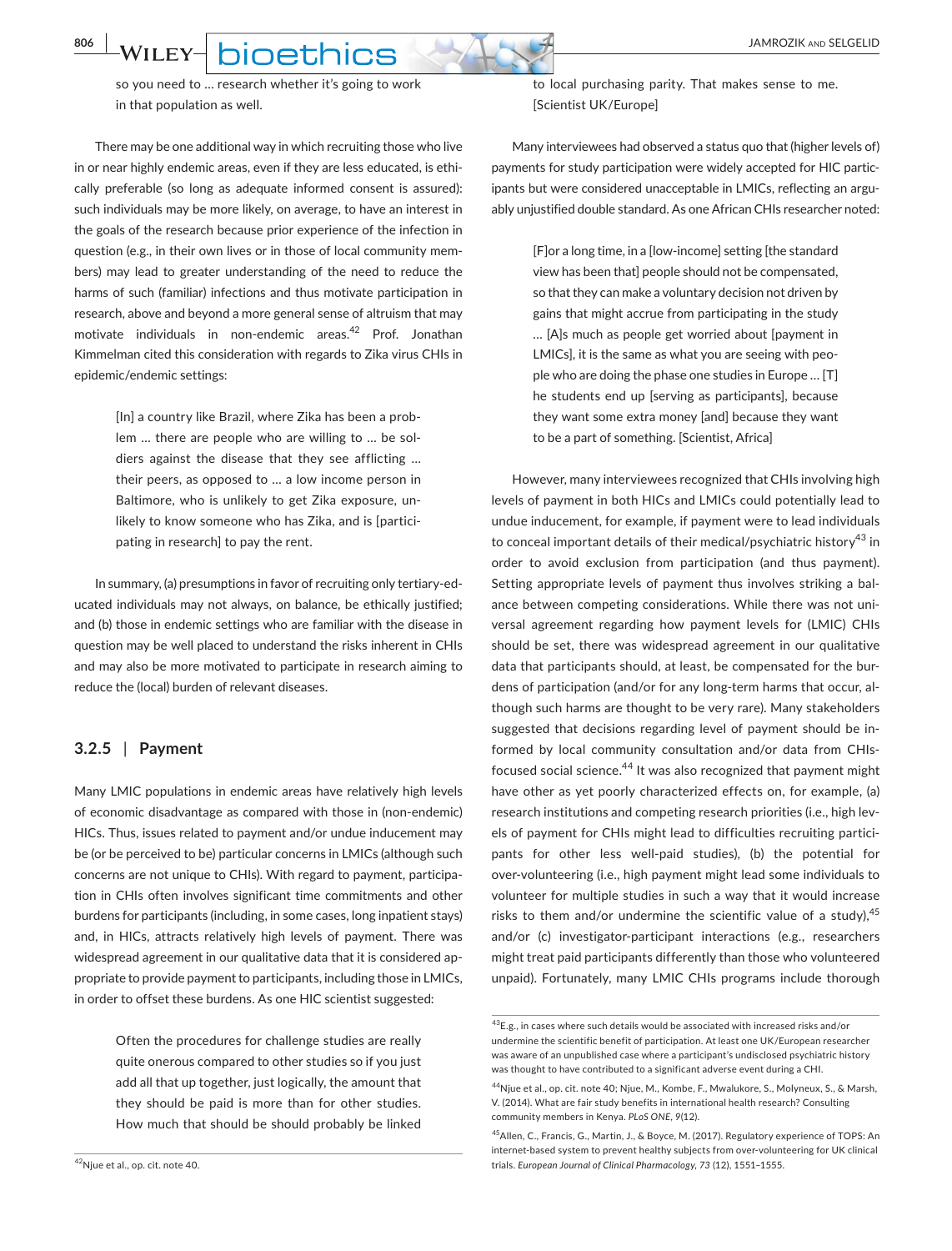> so you need to … research whether it's going to work in that population as well.

There may be one additional way in which recruiting those who live in or near highly endemic areas, even if they are less educated, is ethically preferable (so long as adequate informed consent is assured): such individuals may be more likely, on average, to have an interest in the goals of the research because prior experience of the infection in question (e.g., in their own lives or in those of local community members) may lead to greater understanding of the need to reduce the harms of such (familiar) infections and thus motivate participation in research, above and beyond a more general sense of altruism that may motivate individuals in non-endemic areas.[42] Prof. Jonathan Kimmelman cited this consideration with regards to Zika virus CHIs in epidemic/endemic settings:

> [In] a country like Brazil, where Zika has been a problem … there are people who are willing to … be soldiers against the disease that they see afflicting … their peers, as opposed to … a low income person in Baltimore, who is unlikely to get Zika exposure, unlikely to know someone who has Zika, and is [participating in research] to pay the rent.

In summary, (a) presumptions in favor of recruiting only tertiary-educated individuals may not always, on balance, be ethically justified; and (b) those in endemic settings who are familiar with the disease in question may be well placed to understand the risks inherent in CHIs and may also be more motivated to participate in research aiming to reduce the (local) burden of relevant diseases.

### 3.2.5 | Payment

Many LMIC populations in endemic areas have relatively high levels of economic disadvantage as compared with those in (non-endemic) HICs. Thus, issues related to payment and/or undue inducement may be (or be perceived to be) particular concerns in LMICs (although such concerns are not unique to CHIs). With regard to payment, participation in CHIs often involves significant time commitments and other burdens for participants (including, in some cases, long inpatient stays) and, in HICs, attracts relatively high levels of payment. There was widespread agreement in our qualitative data that it is considered appropriate to provide payment to participants, including those in LMICs, in order to offset these burdens. As one HIC scientist suggested:

> Often the procedures for challenge studies are really quite onerous compared to other studies so if you just add all that up together, just logically, the amount that they should be paid is more than for other studies. How much that should be should probably be linked to local purchasing parity. That makes sense to me. [Scientist UK/Europe]

Many interviewees had observed a status quo that (higher levels of) payments for study participation were widely accepted for HIC participants but were considered unacceptable in LMICs, reflecting an arguably unjustified double standard. As one African CHIs researcher noted:

> [F]or a long time, in a [low-income] setting [the standard view has been that] people should not be compensated, so that they can make a voluntary decision not driven by gains that might accrue from participating in the study … [A]s much as people get worried about [payment in LMICs], it is the same as what you are seeing with people who are doing the phase one studies in Europe … [T]he students end up [serving as participants], because they want some extra money [and] because they want to be a part of something. [Scientist, Africa]

However, many interviewees recognized that CHIs involving high levels of payment in both HICs and LMICs could potentially lead to undue inducement, for example, if payment were to lead individuals to conceal important details of their medical/psychiatric history[43] in order to avoid exclusion from participation (and thus payment). Setting appropriate levels of payment thus involves striking a balance between competing considerations. While there was not universal agreement regarding how payment levels for (LMIC) CHIs should be set, there was widespread agreement in our qualitative data that participants should, at least, be compensated for the burdens of participation (and/or for any long-term harms that occur, although such harms are thought to be very rare). Many stakeholders suggested that decisions regarding level of payment should be informed by local community consultation and/or data from CHIs-focused social science.[44] It was also recognized that payment might have other as yet poorly characterized effects on, for example, (a) research institutions and competing research priorities (i.e., high levels of payment for CHIs might lead to difficulties recruiting participants for other less well-paid studies), (b) the potential for over-volunteering (i.e., high payment might lead some individuals to volunteer for multiple studies in such a way that it would increase risks to them and/or undermine the scientific value of a study),[45] and/or (c) investigator-participant interactions (e.g., researchers might treat paid participants differently than those who volunteered unpaid). Fortunately, many LMIC CHIs programs include thorough

---

[42] Njue et al., op. cit. note 40.

[43] E.g., in cases where such details would be associated with increased risks and/or undermine the scientific benefit of participation. At least one UK/European researcher was aware of an unpublished case where a participant's undisclosed psychiatric history was thought to have contributed to a significant adverse event during a CHI.

[44] Njue et al., op. cit. note 40; Njue, M., Kombe, F., Mwalukore, S., Molyneux, S., & Marsh, V. (2014). What are fair study benefits in international health research? Consulting community members in Kenya. *PLoS ONE*, *9*(12).

[45] Allen, C., Francis, G., Martin, J., & Boyce, M. (2017). Regulatory experience of TOPS: An internet-based system to prevent healthy subjects from over-volunteering for UK clinical trials. *European Journal of Clinical Pharmacology*, *73* (12), 1551–1555.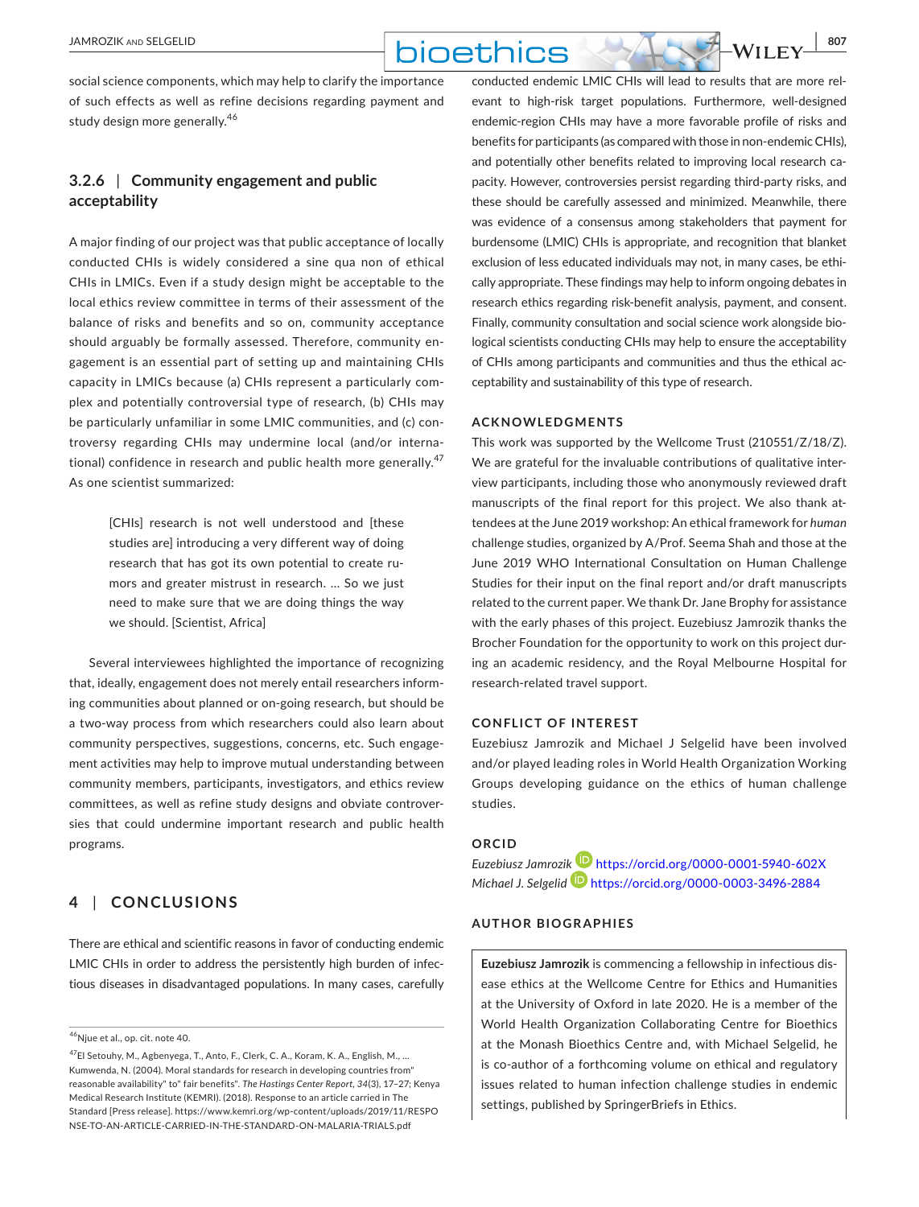social science components, which may help to clarify the importance of such effects as well as refine decisions regarding payment and study design more generally.[46]

### 3.2.6 | Community engagement and public acceptability

A major finding of our project was that public acceptance of locally conducted CHIs is widely considered a sine qua non of ethical CHIs in LMICs. Even if a study design might be acceptable to the local ethics review committee in terms of their assessment of the balance of risks and benefits and so on, community acceptance should arguably be formally assessed. Therefore, community engagement is an essential part of setting up and maintaining CHIs capacity in LMICs because (a) CHIs represent a particularly complex and potentially controversial type of research, (b) CHIs may be particularly unfamiliar in some LMIC communities, and (c) controversy regarding CHIs may undermine local (and/or international) confidence in research and public health more generally.[47] As one scientist summarized:

> [CHIs] research is not well understood and [these studies are] introducing a very different way of doing research that has got its own potential to create rumors and greater mistrust in research. … So we just need to make sure that we are doing things the way we should. [Scientist, Africa]

Several interviewees highlighted the importance of recognizing that, ideally, engagement does not merely entail researchers informing communities about planned or on-going research, but should be a two-way process from which researchers could also learn about community perspectives, suggestions, concerns, etc. Such engagement activities may help to improve mutual understanding between community members, participants, investigators, and ethics review committees, as well as refine study designs and obviate controversies that could undermine important research and public health programs.

## 4 | CONCLUSIONS

There are ethical and scientific reasons in favor of conducting endemic LMIC CHIs in order to address the persistently high burden of infectious diseases in disadvantaged populations. In many cases, carefully conducted endemic LMIC CHIs will lead to results that are more relevant to high-risk target populations. Furthermore, well-designed endemic-region CHIs may have a more favorable profile of risks and benefits for participants (as compared with those in non-endemic CHIs), and potentially other benefits related to improving local research capacity. However, controversies persist regarding third-party risks, and these should be carefully assessed and minimized. Meanwhile, there was evidence of a consensus among stakeholders that payment for burdensome (LMIC) CHIs is appropriate, and recognition that blanket exclusion of less educated individuals may not, in many cases, be ethically appropriate. These findings may help to inform ongoing debates in research ethics regarding risk-benefit analysis, payment, and consent. Finally, community consultation and social science work alongside biological scientists conducting CHIs may help to ensure the acceptability of CHIs among participants and communities and thus the ethical acceptability and sustainability of this type of research.

## ACKNOWLEDGMENTS

This work was supported by the Wellcome Trust (210551/Z/18/Z). We are grateful for the invaluable contributions of qualitative interview participants, including those who anonymously reviewed draft manuscripts of the final report for this project. We also thank attendees at the June 2019 workshop: An ethical framework for *human* challenge studies, organized by A/Prof. Seema Shah and those at the June 2019 WHO International Consultation on Human Challenge Studies for their input on the final report and/or draft manuscripts related to the current paper. We thank Dr. Jane Brophy for assistance with the early phases of this project. Euzebiusz Jamrozik thanks the Brocher Foundation for the opportunity to work on this project during an academic residency, and the Royal Melbourne Hospital for research-related travel support.

## CONFLICT OF INTEREST

Euzebiusz Jamrozik and Michael J Selgelid have been involved and/or played leading roles in World Health Organization Working Groups developing guidance on the ethics of human challenge studies.

## ORCID

*Euzebiusz Jamrozik* https://orcid.org/0000-0001-5940-602X
*Michael J. Selgelid* https://orcid.org/0000-0003-3496-2884

## AUTHOR BIOGRAPHIES

**Euzebiusz Jamrozik** is commencing a fellowship in infectious disease ethics at the Wellcome Centre for Ethics and Humanities at the University of Oxford in late 2020. He is a member of the World Health Organization Collaborating Centre for Bioethics at the Monash Bioethics Centre and, with Michael Selgelid, he is co-author of a forthcoming volume on ethical and regulatory issues related to human infection challenge studies in endemic settings, published by SpringerBriefs in Ethics.

---

[46] Njue et al., op. cit. note 40.

[47] El Setouhy, M., Agbenyega, T., Anto, F., Clerk, C. A., Koram, K. A., English, M., … Kumwenda, N. (2004). Moral standards for research in developing countries from" reasonable availability" to" fair benefits". *The Hastings Center Report*, *34*(3), 17–27; Kenya Medical Research Institute (KEMRI). (2018). Response to an article carried in The Standard [Press release]. https://www.kemri.org/wp-content/uploads/2019/11/RESPONSE-TO-AN-ARTICLE-CARRIED-IN-THE-STANDARD-ON-MALARIA-TRIALS.pdf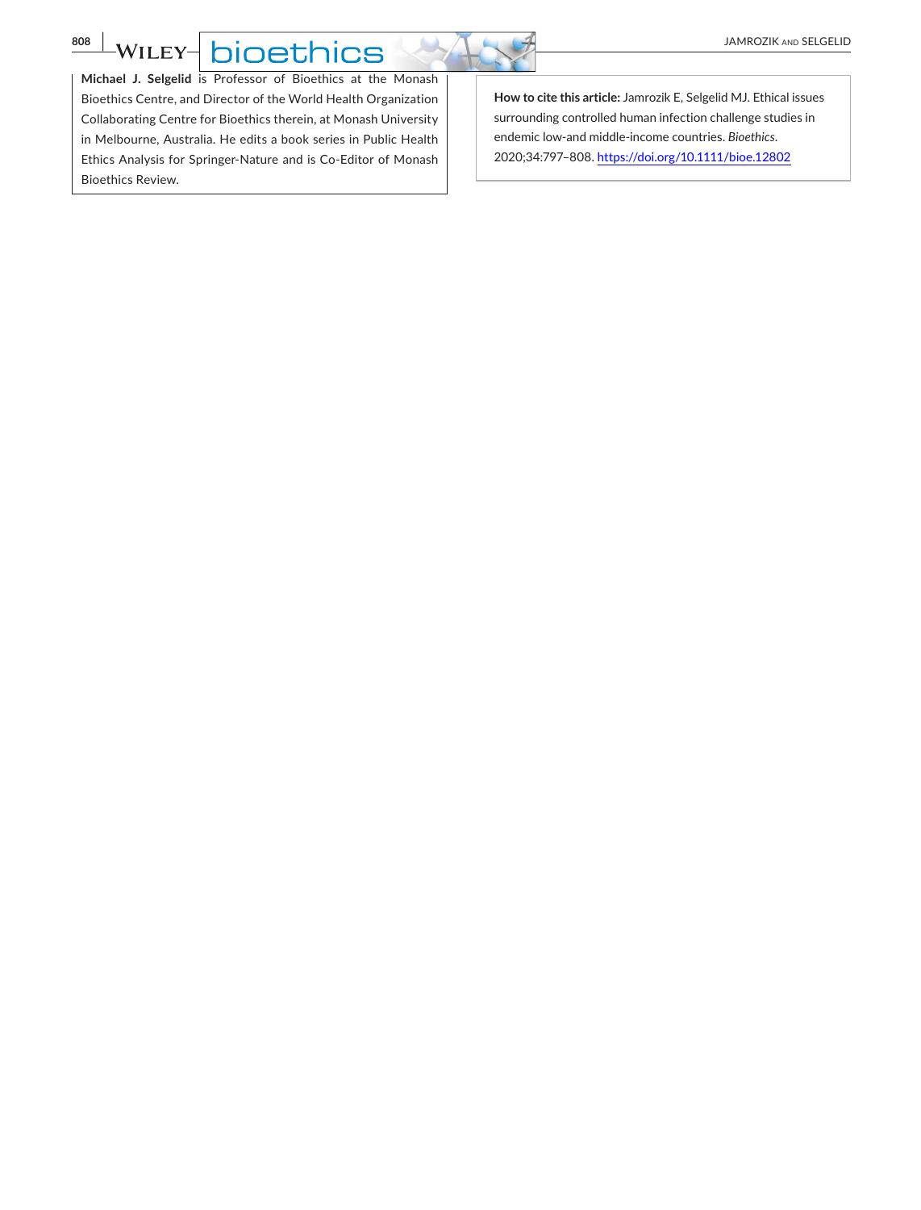**Michael J. Selgelid** is Professor of Bioethics at the Monash Bioethics Centre, and Director of the World Health Organization Collaborating Centre for Bioethics therein, at Monash University in Melbourne, Australia. He edits a book series in Public Health Ethics Analysis for Springer-Nature and is Co-Editor of Monash Bioethics Review.

**How to cite this article:** Jamrozik E, Selgelid MJ. Ethical issues surrounding controlled human infection challenge studies in endemic low-and middle-income countries. *Bioethics*. 2020;34:797–808. https://doi.org/10.1111/bioe.12802